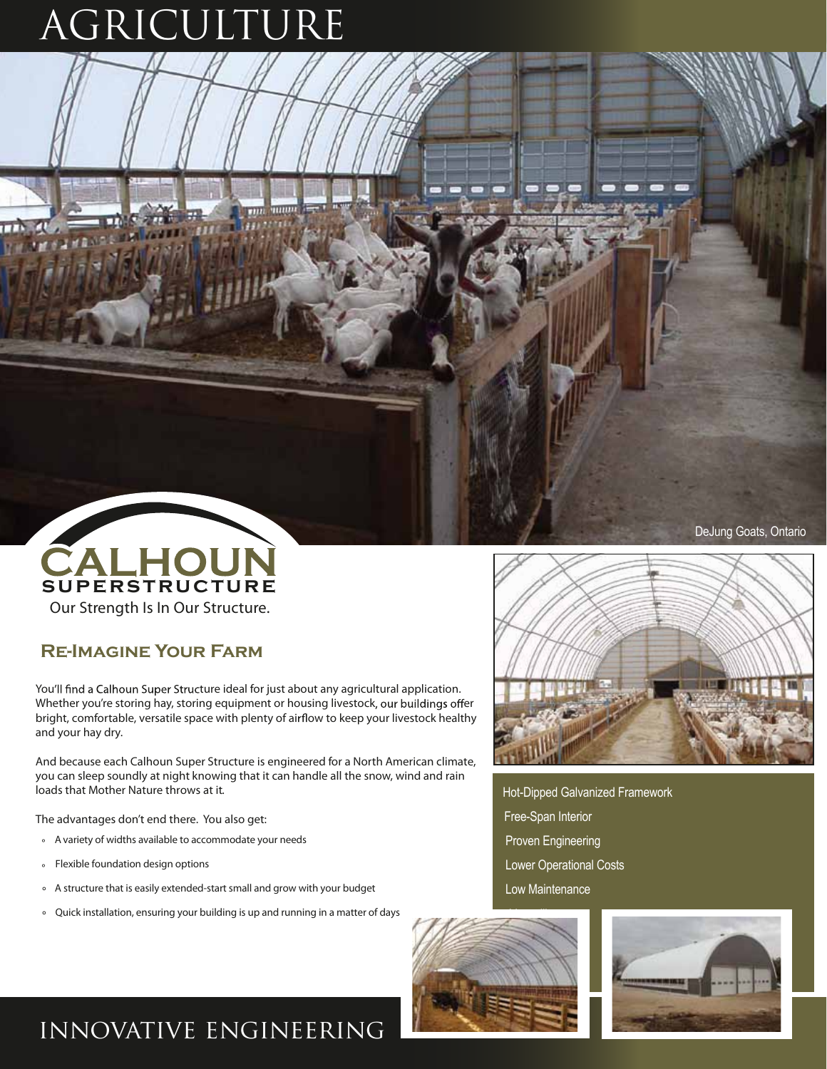# AGRICULTURE

DeJung Goats, Ontario

**CALHOUN SUPERSTRUCTURE**

Our Strength Is In Our Structure.

## Re-Imagine Your Farm

You'll find a Calhoun Super Structure ideal for just about any agricultural application. Whether you're storing hay, storing equipment or housing livestock, our buildings offer bright, comfortable, versatile space with plenty of airflow to keep your livestock healthy and your hay dry.

And because each Calhoun Super Structure is engineered for a North American climate, you can sleep soundly at night knowing that it can handle all the snow, wind and rain loads that Mother Nature throws at it.

The advantages don't end there. You also get:

- A variety of widths available to accommodate your needs
- Flexible foundation design options
- A structure that is easily extended-start small and grow with your budget
- Quick installation, ensuring your building is up and running in a matter of days

- Hot-Dipped Galvanized Framework
- Free-Span Interior
- Proven Engineering
- Lower Operational Costs
- Low Maintenance

## INNOVATIVE ENGINEERING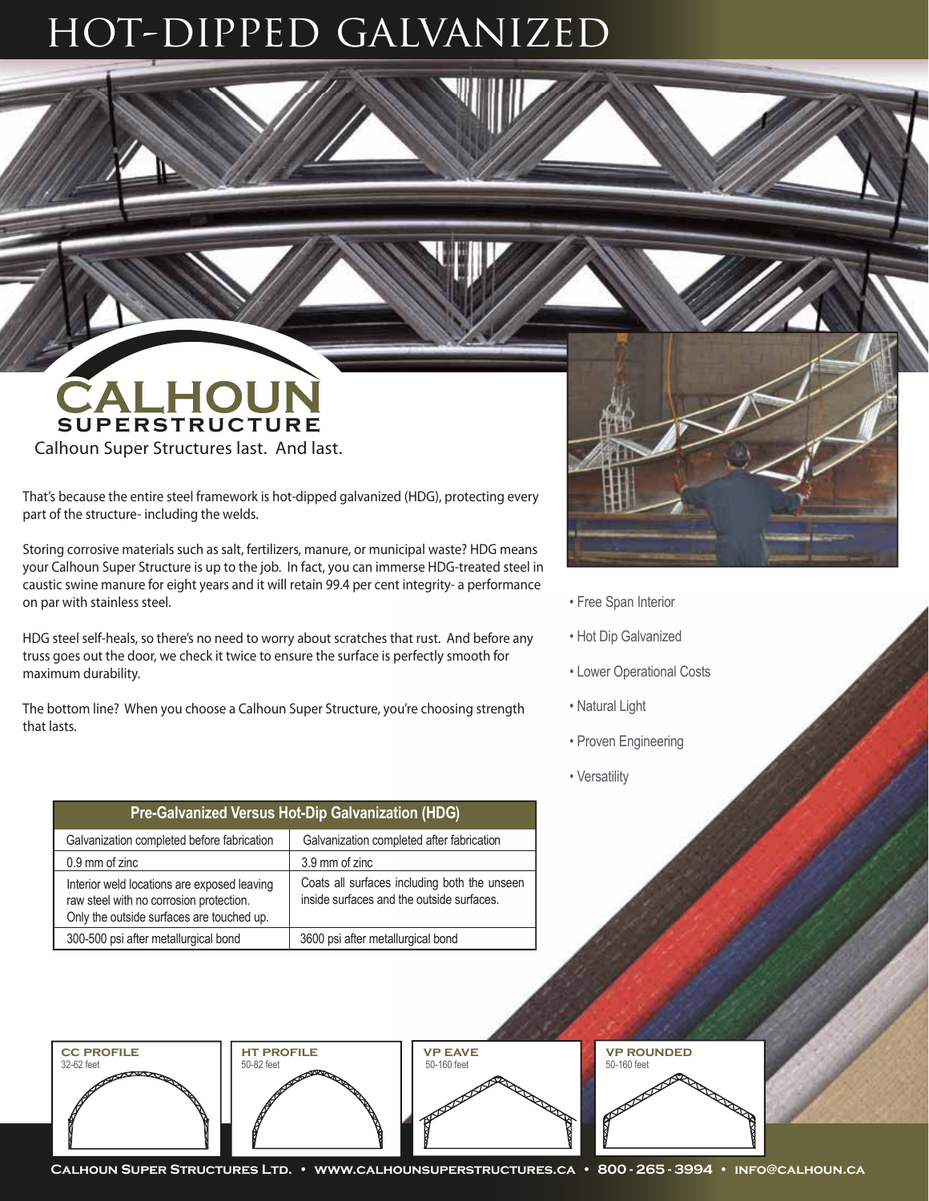# HOT-DIPPED GALVANIZED

CALHOUN SUPERSTRUCTURE

Calhoun Super Structures last. And last.

That's because the entire steel framework is hot-dipped galvanized (HDG), protecting every part of the structure- including the welds.

Storing corrosive materials such as salt, fertilizers, manure, or municipal waste? HDG means your Calhoun Super Structure is up to the job. In fact, you can immerse HDG-treated steel in caustic swine manure for eight years and it will retain 99.4 per cent integrity- a performance on par with stainless steel.

HDG steel self-heals, so there's no need to worry about scratches that rust. And before any truss goes out the door, we check it twice to ensure the surface is perfectly smooth for maximum durability.

The bottom line? When you choose a Calhoun Super Structure, you're choosing strength that lasts.

- Free Span Interior
- Hot Dip Galvanized
- Lower Operational Costs
- Natural Light
- Proven Engineering
- Versatility

**Pre-Galvanized Versus Hot-Dip Galvanization (HDG)**

| | |
|---|---|
| Galvanization completed before fabrication | Galvanization completed after fabrication |
| 0.9 mm of zinc | 3.9 mm of zinc |
| Interior weld locations are exposed leaving raw steel with no corrosion protection. Only the outside surfaces are touched up. | Coats all surfaces including both the unseen inside surfaces and the outside surfaces. |
| 300-500 psi after metallurgical bond | 3600 psi after metallurgical bond |

**CC PROFILE**
32-62 feet

**HT PROFILE**
50-82 feet

**VP EAVE**
50-160 feet

**VP ROUNDED**
50-160 feet

CALHOUN SUPER STRUCTURES LTD. • WWW.CALHOUNSUPERSTRUCTURES.CA • 800 - 265 - 3994 • INFO@CALHOUN.CA